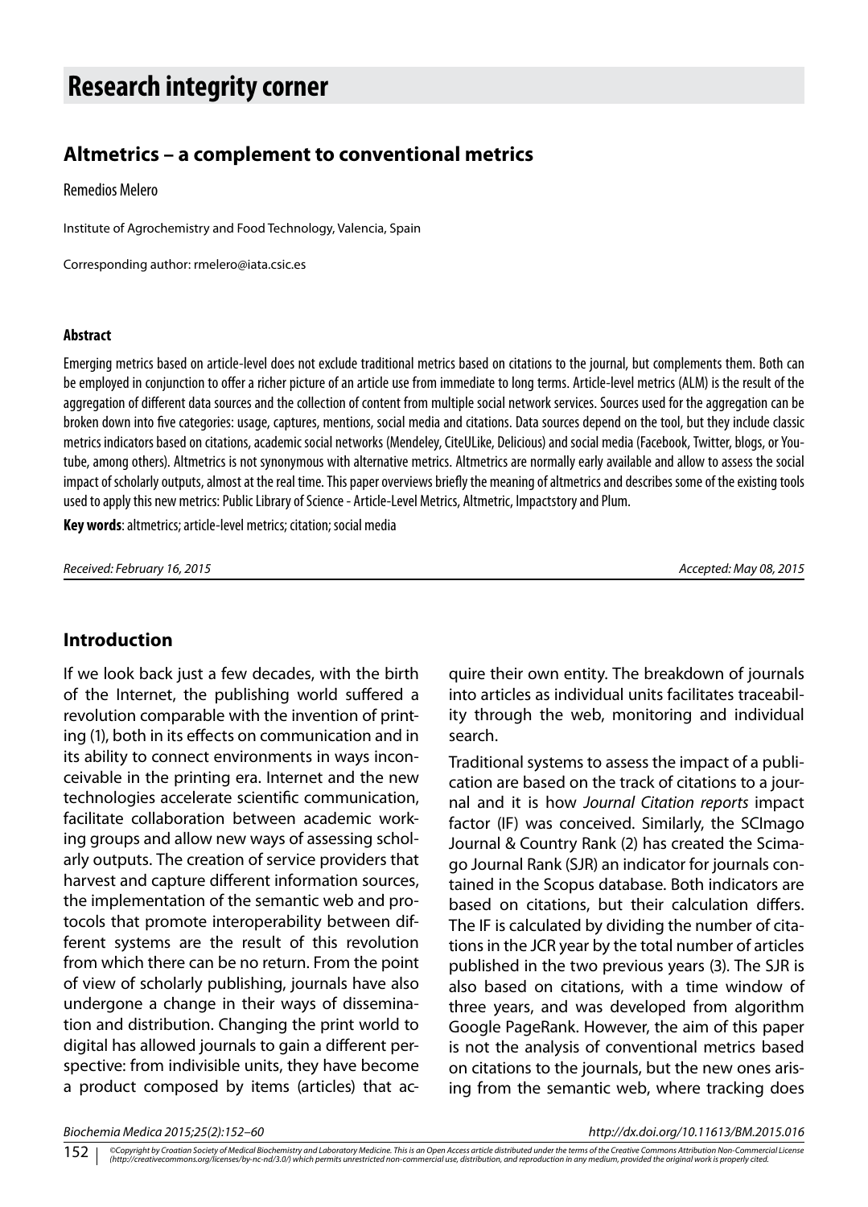# Research integrity corner

## Altmetrics – a complement to conventional metrics

Remedios Melero

Institute of Agrochemistry and Food Technology, Valencia, Spain

Corresponding author: rmelero@iata.csic.es

#### Abstract

Emerging metrics based on article-level does not exclude traditional metrics based on citations to the journal, but complements them. Both can be employed in conjunction to offer a richer picture of an article use from immediate to long terms. Article-level metrics (ALM) is the result of the aggregation of different data sources and the collection of content from multiple social network services. Sources used for the aggregation can be broken down into five categories: usage, captures, mentions, social media and citations. Data sources depend on the tool, but they include classic metrics indicators based on citations, academic social networks (Mendeley, CiteULike, Delicious) and social media (Facebook, Twitter, blogs, or Youtube, among others). Altmetrics is not synonymous with alternative metrics. Altmetrics are normally early available and allow to assess the social impact of scholarly outputs, almost at the real time. This paper overviews briefly the meaning of altmetrics and describes some of the existing tools used to apply this new metrics: Public Library of Science - Article-Level Metrics, Altmetric, Impactstory and Plum.

**Key words**: altmetrics; article-level metrics; citation; social media

*Received: February 16, 2015*

*Accepted: May 08, 2015*

## Introduction

If we look back just a few decades, with the birth of the Internet, the publishing world suffered a revolution comparable with the invention of printing (1), both in its effects on communication and in its ability to connect environments in ways inconceivable in the printing era. Internet and the new technologies accelerate scientific communication, facilitate collaboration between academic working groups and allow new ways of assessing scholarly outputs. The creation of service providers that harvest and capture different information sources, the implementation of the semantic web and protocols that promote interoperability between different systems are the result of this revolution from which there can be no return. From the point of view of scholarly publishing, journals have also undergone a change in their ways of dissemination and distribution. Changing the print world to digital has allowed journals to gain a different perspective: from indivisible units, they have become a product composed by items (articles) that acquire their own entity. The breakdown of journals into articles as individual units facilitates traceability through the web, monitoring and individual search.

Traditional systems to assess the impact of a publication are based on the track of citations to a journal and it is how *Journal Citation reports* impact factor (IF) was conceived. Similarly, the SCImago Journal & Country Rank (2) has created the Scimago Journal Rank (SJR) an indicator for journals contained in the Scopus database. Both indicators are based on citations, but their calculation differs. The IF is calculated by dividing the number of citations in the JCR year by the total number of articles published in the two previous years (3). The SJR is also based on citations, with a time window of three years, and was developed from algorithm Google PageRank. However, the aim of this paper is not the analysis of conventional metrics based on citations to the journals, but the new ones arising from the semantic web, where tracking does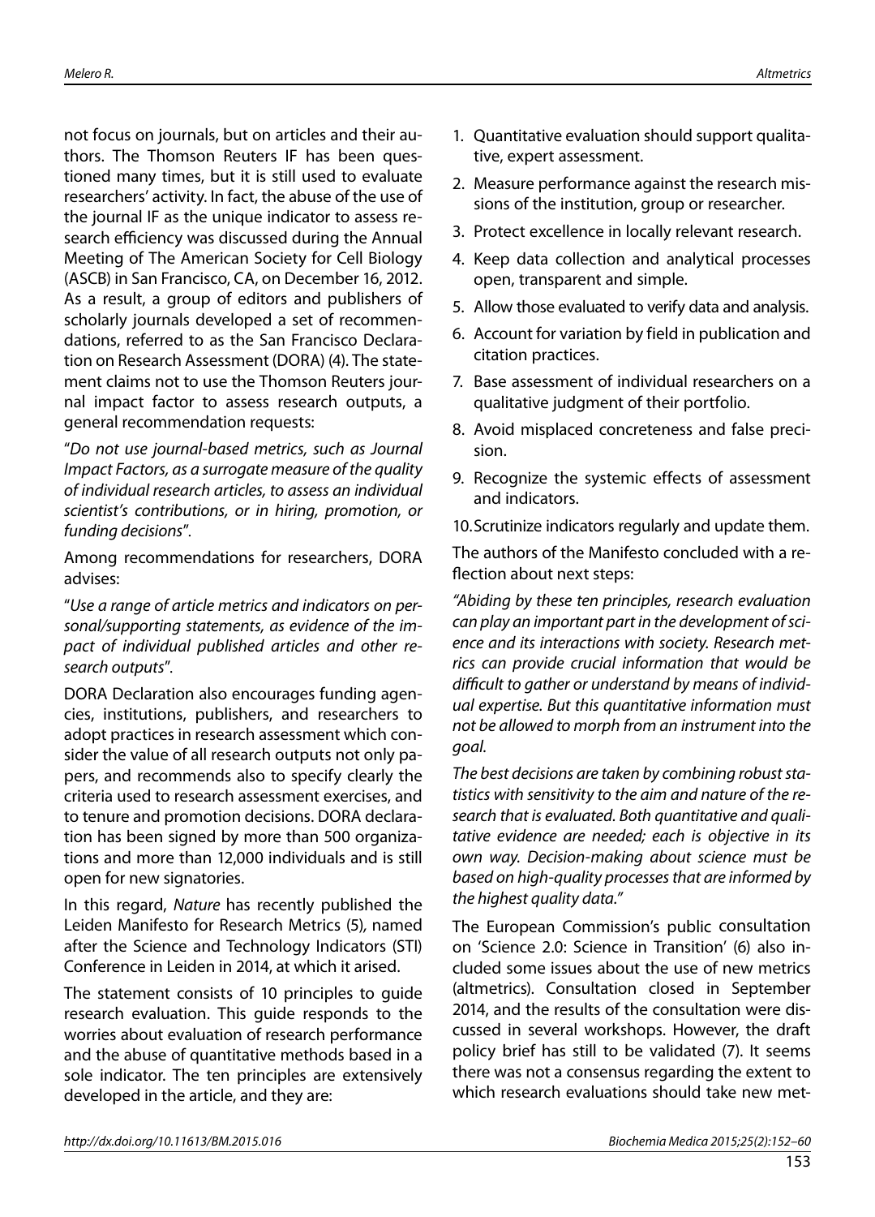not focus on journals, but on articles and their authors. The Thomson Reuters IF has been questioned many times, but it is still used to evaluate researchers' activity. In fact, the abuse of the use of the journal IF as the unique indicator to assess research efficiency was discussed during the Annual Meeting of The American Society for Cell Biology (ASCB) in San Francisco, CA, on December 16, 2012. As a result, a group of editors and publishers of scholarly journals developed a set of recommendations, referred to as the San Francisco Declaration on Research Assessment (DORA) (4). The statement claims not to use the Thomson Reuters journal impact factor to assess research outputs, a general recommendation requests:

"*Do not use journal-based metrics, such as Journal Impact Factors, as a surrogate measure of the quality of individual research articles, to assess an individual scientist's contributions, or in hiring, promotion, or funding decisions*".

Among recommendations for researchers, DORA advises:

"*Use a range of article metrics and indicators on personal/supporting statements, as evidence of the impact of individual published articles and other research outputs*".

DORA Declaration also encourages funding agencies, institutions, publishers, and researchers to adopt practices in research assessment which consider the value of all research outputs not only papers, and recommends also to specify clearly the criteria used to research assessment exercises, and to tenure and promotion decisions. DORA declaration has been signed by more than 500 organizations and more than 12,000 individuals and is still open for new signatories.

In this regard, *Nature* has recently published the Leiden Manifesto for Research Metrics (5), named after the Science and Technology Indicators (STI) Conference in Leiden in 2014, at which it arised.

The statement consists of 10 principles to guide research evaluation. This guide responds to the worries about evaluation of research performance and the abuse of quantitative methods based in a sole indicator. The ten principles are extensively developed in the article, and they are:

1. Quantitative evaluation should support qualitative, expert assessment.
2. Measure performance against the research missions of the institution, group or researcher.
3. Protect excellence in locally relevant research.
4. Keep data collection and analytical processes open, transparent and simple.
5. Allow those evaluated to verify data and analysis.
6. Account for variation by field in publication and citation practices.
7. Base assessment of individual researchers on a qualitative judgment of their portfolio.
8. Avoid misplaced concreteness and false precision.
9. Recognize the systemic effects of assessment and indicators.
10. Scrutinize indicators regularly and update them.

The authors of the Manifesto concluded with a reflection about next steps:

*"Abiding by these ten principles, research evaluation can play an important part in the development of science and its interactions with society. Research metrics can provide crucial information that would be difficult to gather or understand by means of individual expertise. But this quantitative information must not be allowed to morph from an instrument into the goal.*

*The best decisions are taken by combining robust statistics with sensitivity to the aim and nature of the research that is evaluated. Both quantitative and qualitative evidence are needed; each is objective in its own way. Decision-making about science must be based on high-quality processes that are informed by the highest quality data."*

The European Commission's public consultation on 'Science 2.0: Science in Transition' (6) also included some issues about the use of new metrics (altmetrics). Consultation closed in September 2014, and the results of the consultation were discussed in several workshops. However, the draft policy brief has still to be validated (7). It seems there was not a consensus regarding the extent to which research evaluations should take new met-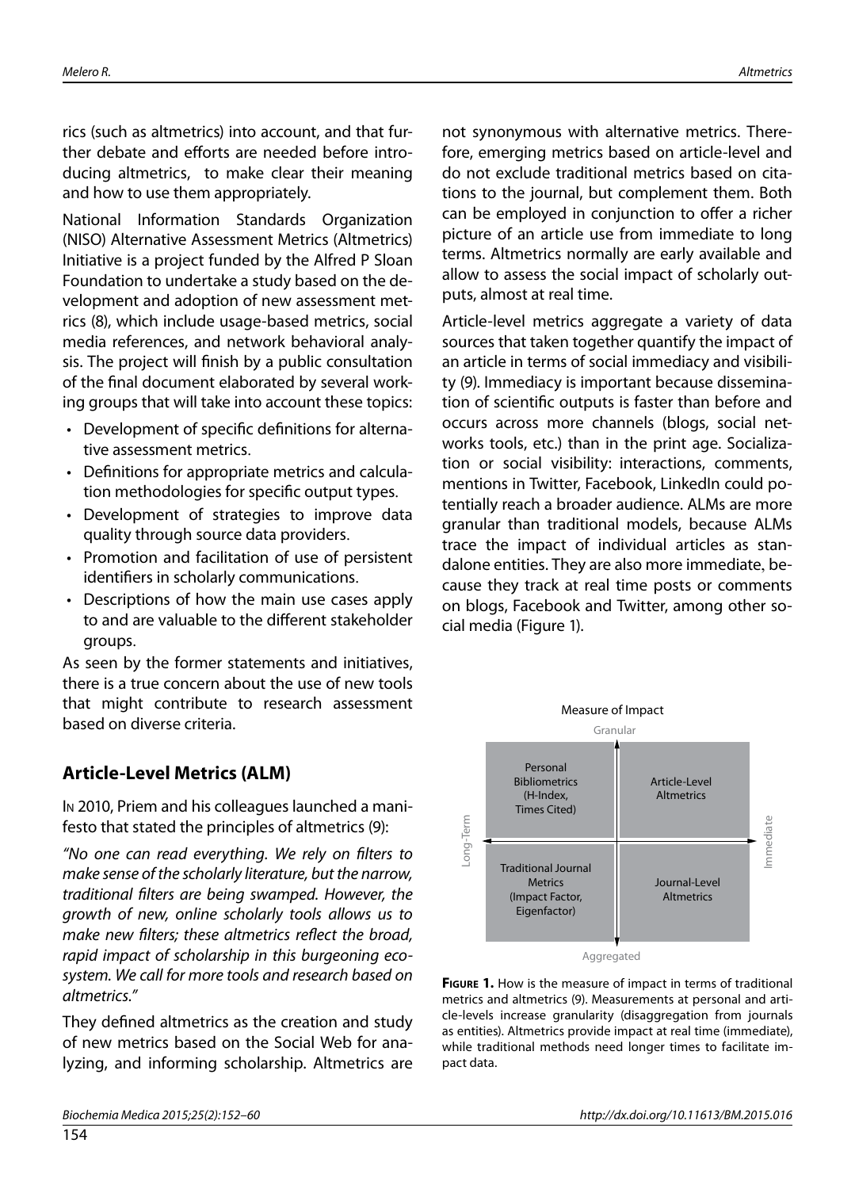rics (such as altmetrics) into account, and that further debate and efforts are needed before introducing altmetrics, to make clear their meaning and how to use them appropriately.

National Information Standards Organization (NISO) Alternative Assessment Metrics (Altmetrics) Initiative is a project funded by the Alfred P Sloan Foundation to undertake a study based on the development and adoption of new assessment metrics (8), which include usage-based metrics, social media references, and network behavioral analysis. The project will finish by a public consultation of the final document elaborated by several working groups that will take into account these topics:

- Development of specific definitions for alternative assessment metrics.
- Definitions for appropriate metrics and calculation methodologies for specific output types.
- Development of strategies to improve data quality through source data providers.
- Promotion and facilitation of use of persistent identifiers in scholarly communications.
- Descriptions of how the main use cases apply to and are valuable to the different stakeholder groups.

As seen by the former statements and initiatives, there is a true concern about the use of new tools that might contribute to research assessment based on diverse criteria.

## Article-Level Metrics (ALM)

In 2010, Priem and his colleagues launched a manifesto that stated the principles of altmetrics (9):

*"No one can read everything. We rely on filters to make sense of the scholarly literature, but the narrow, traditional filters are being swamped. However, the growth of new, online scholarly tools allows us to make new filters; these altmetrics reflect the broad, rapid impact of scholarship in this burgeoning ecosystem. We call for more tools and research based on altmetrics."*

They defined altmetrics as the creation and study of new metrics based on the Social Web for analyzing, and informing scholarship. Altmetrics are not synonymous with alternative metrics. Therefore, emerging metrics based on article-level and do not exclude traditional metrics based on citations to the journal, but complement them. Both can be employed in conjunction to offer a richer picture of an article use from immediate to long terms. Altmetrics normally are early available and allow to assess the social impact of scholarly outputs, almost at real time.

Article-level metrics aggregate a variety of data sources that taken together quantify the impact of an article in terms of social immediacy and visibility (9). Immediacy is important because dissemination of scientific outputs is faster than before and occurs across more channels (blogs, social networks tools, etc.) than in the print age. Socialization or social visibility: interactions, comments, mentions in Twitter, Facebook, LinkedIn could potentially reach a broader audience. ALMs are more granular than traditional models, because ALMs trace the impact of individual articles as standalone entities. They are also more immediate, because they track at real time posts or comments on blogs, Facebook and Twitter, among other social media (Figure 1).

Measure of Impact

| | Long-Term | Immediate |
|---|---|---|
| **Granular** | Personal Bibliometrics (H-Index, Times Cited) | Article-Level Altmetrics |
| **Aggregated** | Traditional Journal Metrics (Impact Factor, Eigenfactor) | Journal-Level Altmetrics |

**Figure 1.** How is the measure of impact in terms of traditional metrics and altmetrics (9). Measurements at personal and article-levels increase granularity (disaggregation from journals as entities). Altmetrics provide impact at real time (immediate), while traditional methods need longer times to facilitate impact data.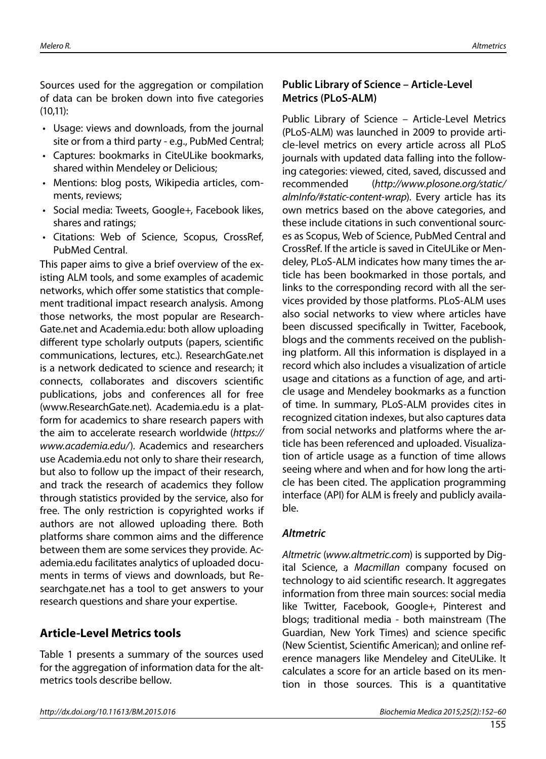Sources used for the aggregation or compilation of data can be broken down into five categories (10,11):

- Usage: views and downloads, from the journal site or from a third party - e.g., PubMed Central;
- Captures: bookmarks in CiteULike bookmarks, shared within Mendeley or Delicious;
- Mentions: blog posts, Wikipedia articles, comments, reviews;
- Social media: Tweets, Google+, Facebook likes, shares and ratings;
- Citations: Web of Science, Scopus, CrossRef, PubMed Central.

This paper aims to give a brief overview of the existing ALM tools, and some examples of academic networks, which offer some statistics that complement traditional impact research analysis. Among those networks, the most popular are ResearchGate.net and Academia.edu: both allow uploading different type scholarly outputs (papers, scientific communications, lectures, etc.). ResearchGate.net is a network dedicated to science and research; it connects, collaborates and discovers scientific publications, jobs and conferences all for free (www.ResearchGate.net). Academia.edu is a platform for academics to share research papers with the aim to accelerate research worldwide (*https://www.academia.edu/*). Academics and researchers use Academia.edu not only to share their research, but also to follow up the impact of their research, and track the research of academics they follow through statistics provided by the service, also for free. The only restriction is copyrighted works if authors are not allowed uploading there. Both platforms share common aims and the difference between them are some services they provide. Academia.edu facilitates analytics of uploaded documents in terms of views and downloads, but Researchgate.net has a tool to get answers to your research questions and share your expertise.

## Article-Level Metrics tools

Table 1 presents a summary of the sources used for the aggregation of information data for the altmetrics tools describe bellow.

### Public Library of Science – Article-Level Metrics (PLoS-ALM)

Public Library of Science – Article-Level Metrics (PLoS-ALM) was launched in 2009 to provide article-level metrics on every article across all PLoS journals with updated data falling into the following categories: viewed, cited, saved, discussed and recommended (*http://www.plosone.org/static/almInfo/#static-content-wrap*). Every article has its own metrics based on the above categories, and these include citations in such conventional sources as Scopus, Web of Science, PubMed Central and CrossRef. If the article is saved in CiteULike or Mendeley, PLoS-ALM indicates how many times the article has been bookmarked in those portals, and links to the corresponding record with all the services provided by those platforms. PLoS-ALM uses also social networks to view where articles have been discussed specifically in Twitter, Facebook, blogs and the comments received on the publishing platform. All this information is displayed in a record which also includes a visualization of article usage and citations as a function of age, and article usage and Mendeley bookmarks as a function of time. In summary, PLoS-ALM provides cites in recognized citation indexes, but also captures data from social networks and platforms where the article has been referenced and uploaded. Visualization of article usage as a function of time allows seeing where and when and for how long the article has been cited. The application programming interface (API) for ALM is freely and publicly available.

### *Altmetric*

*Altmetric* (*www.altmetric.com*) is supported by Digital Science, a *Macmillan* company focused on technology to aid scientific research. It aggregates information from three main sources: social media like Twitter, Facebook, Google+, Pinterest and blogs; traditional media - both mainstream (The Guardian, New York Times) and science specific (New Scientist, Scientific American); and online reference managers like Mendeley and CiteULike. It calculates a score for an article based on its mention in those sources. This is a quantitative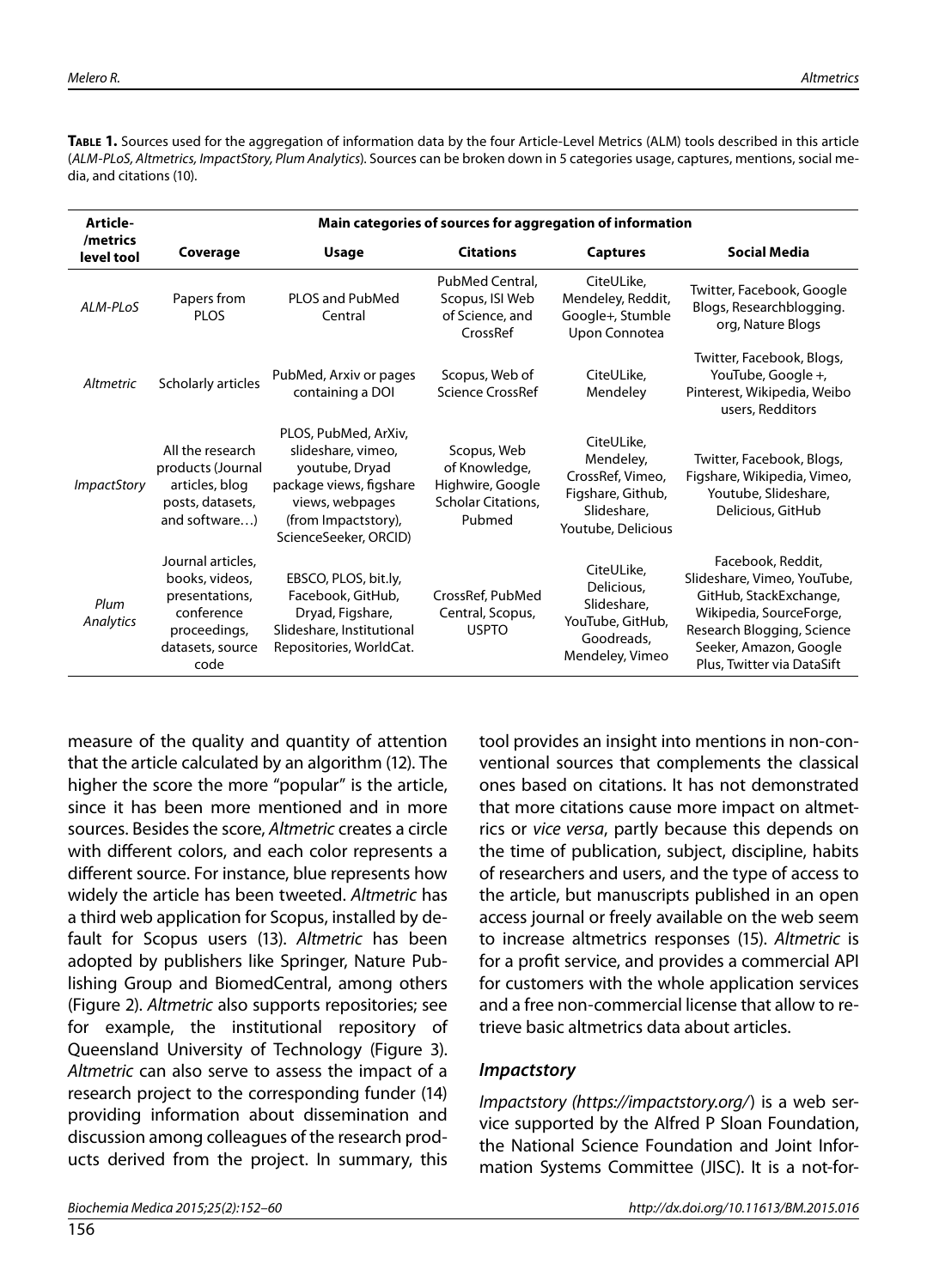**Table 1.** Sources used for the aggregation of information data by the four Article-Level Metrics (ALM) tools described in this article (*ALM-PLoS, Altmetrics, ImpactStory, Plum Analytics*). Sources can be broken down in 5 categories usage, captures, mentions, social media, and citations (10).

| Article-/metrics level tool | Main categories of sources for aggregation of information | | | | |
|---|---|---|---|---|---|
| | **Coverage** | **Usage** | **Citations** | **Captures** | **Social Media** |
| *ALM-PLoS* | Papers from PLOS | PLOS and PubMed Central | PubMed Central, Scopus, ISI Web of Science, and CrossRef | CiteULike, Mendeley, Reddit, Google+, Stumble Upon Connotea | Twitter, Facebook, Google Blogs, Researchblogging.org, Nature Blogs |
| *Altmetric* | Scholarly articles | PubMed, Arxiv or pages containing a DOI | Scopus, Web of Science CrossRef | CiteULike, Mendeley | Twitter, Facebook, Blogs, YouTube, Google +, Pinterest, Wikipedia, Weibo users, Redditors |
| *ImpactStory* | All the research products (Journal articles, blog posts, datasets, and software…) | PLOS, PubMed, ArXiv, slideshare, vimeo, youtube, Dryad package views, figshare views, webpages (from Impactstory), ScienceSeeker, ORCID) | Scopus, Web of Knowledge, Highwire, Google Scholar Citations, Pubmed | CiteULike, Mendeley, CrossRef, Vimeo, Figshare, Github, Slideshare, Youtube, Delicious | Twitter, Facebook, Blogs, Figshare, Wikipedia, Vimeo, Youtube, Slideshare, Delicious, GitHub |
| *Plum Analytics* | Journal articles, books, videos, presentations, conference proceedings, datasets, source code | EBSCO, PLOS, bit.ly, Facebook, GitHub, Dryad, Figshare, Slideshare, Institutional Repositories, WorldCat. | CrossRef, PubMed Central, Scopus, USPTO | CiteULike, Delicious, Slideshare, YouTube, GitHub, Goodreads, Mendeley, Vimeo | Facebook, Reddit, Slideshare, Vimeo, YouTube, GitHub, StackExchange, Wikipedia, SourceForge, Research Blogging, Science Seeker, Amazon, Google Plus, Twitter via DataSift |

measure of the quality and quantity of attention that the article calculated by an algorithm (12). The higher the score the more "popular" is the article, since it has been more mentioned and in more sources. Besides the score, *Altmetric* creates a circle with different colors, and each color represents a different source. For instance, blue represents how widely the article has been tweeted. *Altmetric* has a third web application for Scopus, installed by default for Scopus users (13). *Altmetric* has been adopted by publishers like Springer, Nature Publishing Group and BiomedCentral, among others (Figure 2). *Altmetric* also supports repositories; see for example, the institutional repository of Queensland University of Technology (Figure 3). *Altmetric* can also serve to assess the impact of a research project to the corresponding funder (14) providing information about dissemination and discussion among colleagues of the research products derived from the project. In summary, this tool provides an insight into mentions in non-conventional sources that complements the classical ones based on citations. It has not demonstrated that more citations cause more impact on altmetrics or *vice versa*, partly because this depends on the time of publication, subject, discipline, habits of researchers and users, and the type of access to the article, but manuscripts published in an open access journal or freely available on the web seem to increase altmetrics responses (15). *Altmetric* is for a profit service, and provides a commercial API for customers with the whole application services and a free non-commercial license that allow to retrieve basic altmetrics data about articles.

### *Impactstory*

*Impactstory (https://impactstory.org/)* is a web service supported by the Alfred P Sloan Foundation, the National Science Foundation and Joint Information Systems Committee (JISC). It is a not-for-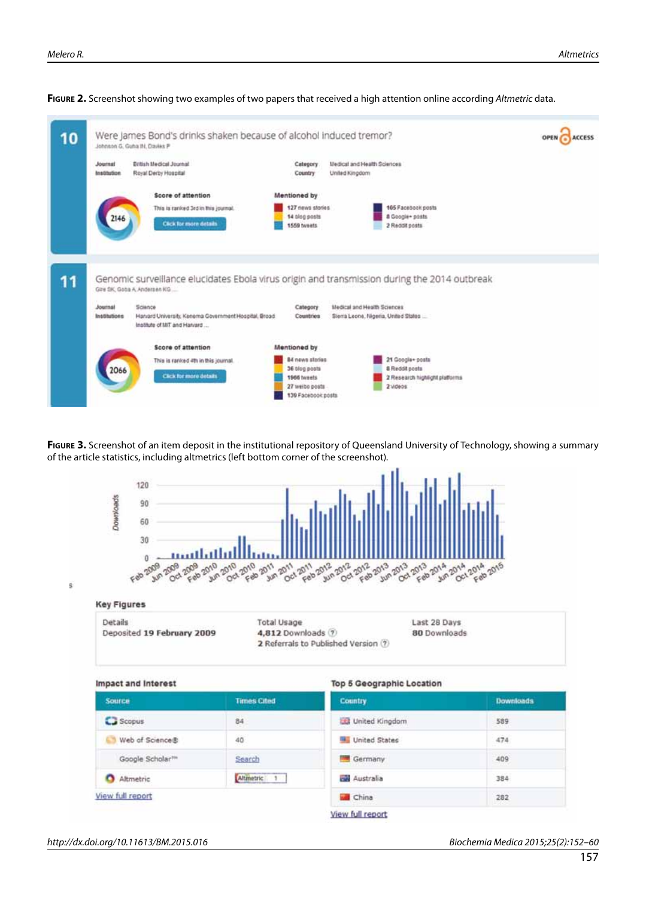**Figure 2.** Screenshot showing two examples of two papers that received a high attention online according *Altmetric* data.

**Figure 3.** Screenshot of an item deposit in the institutional repository of Queensland University of Technology, showing a summary of the article statistics, including altmetrics (left bottom corner of the screenshot).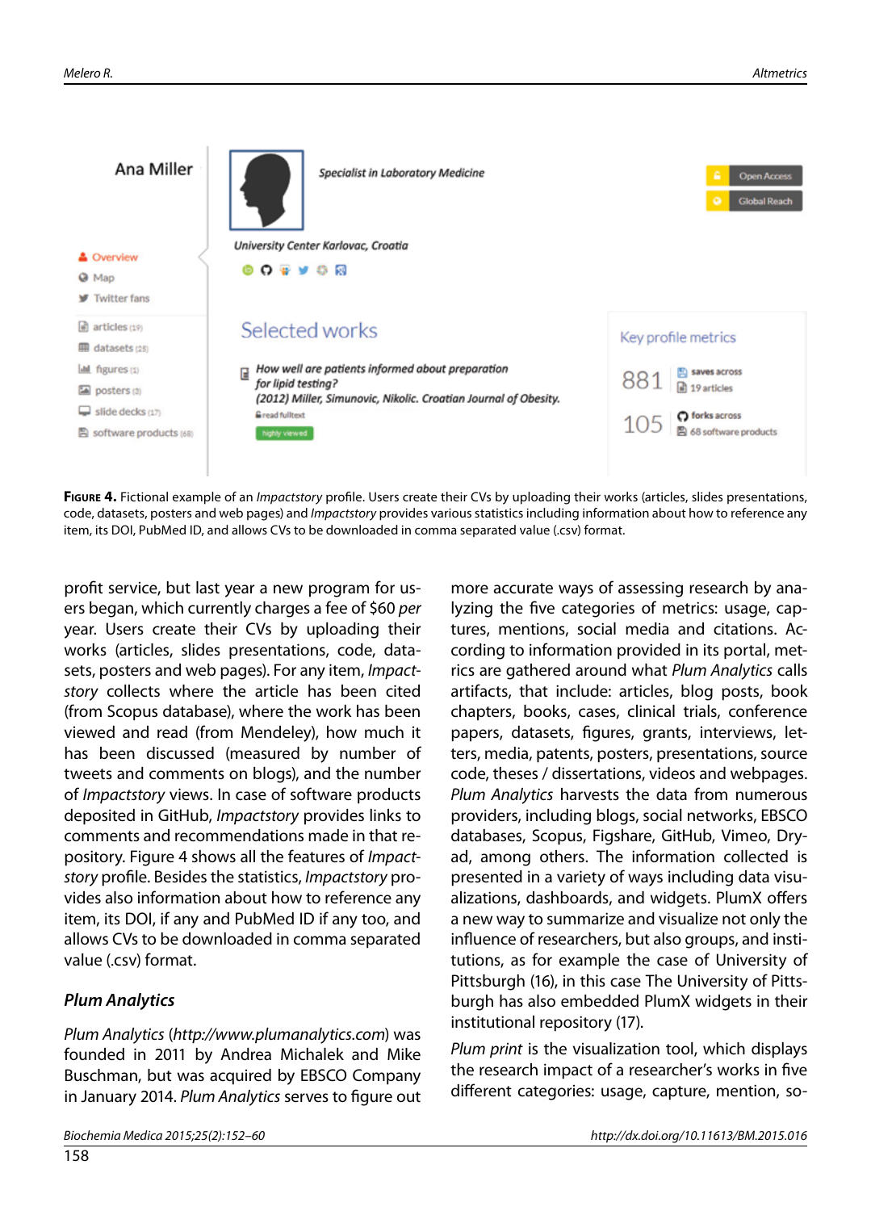**FIGURE 4.** Fictional example of an *Impactstory* profile. Users create their CVs by uploading their works (articles, slides presentations, code, datasets, posters and web pages) and *Impactstory* provides various statistics including information about how to reference any item, its DOI, PubMed ID, and allows CVs to be downloaded in comma separated value (.csv) format.

profit service, but last year a new program for users began, which currently charges a fee of $60 *per* year. Users create their CVs by uploading their works (articles, slides presentations, code, datasets, posters and web pages). For any item, *Impactstory* collects where the article has been cited (from Scopus database), where the work has been viewed and read (from Mendeley), how much it has been discussed (measured by number of tweets and comments on blogs), and the number of *Impactstory* views. In case of software products deposited in GitHub, *Impactstory* provides links to comments and recommendations made in that repository. Figure 4 shows all the features of *Impactstory* profile. Besides the statistics, *Impactstory* provides also information about how to reference any item, its DOI, if any and PubMed ID if any too, and allows CVs to be downloaded in comma separated value (.csv) format.

### *Plum Analytics*

*Plum Analytics* (*http://www.plumanalytics.com*) was founded in 2011 by Andrea Michalek and Mike Buschman, but was acquired by EBSCO Company in January 2014. *Plum Analytics* serves to figure out more accurate ways of assessing research by analyzing the five categories of metrics: usage, captures, mentions, social media and citations. According to information provided in its portal, metrics are gathered around what *Plum Analytics* calls artifacts, that include: articles, blog posts, book chapters, books, cases, clinical trials, conference papers, datasets, figures, grants, interviews, letters, media, patents, posters, presentations, source code, theses / dissertations, videos and webpages. *Plum Analytics* harvests the data from numerous providers, including blogs, social networks, EBSCO databases, Scopus, Figshare, GitHub, Vimeo, Dryad, among others. The information collected is presented in a variety of ways including data visualizations, dashboards, and widgets. PlumX offers a new way to summarize and visualize not only the influence of researchers, but also groups, and institutions, as for example the case of University of Pittsburgh (16), in this case The University of Pittsburgh has also embedded PlumX widgets in their institutional repository (17).

*Plum print* is the visualization tool, which displays the research impact of a researcher's works in five different categories: usage, capture, mention, so-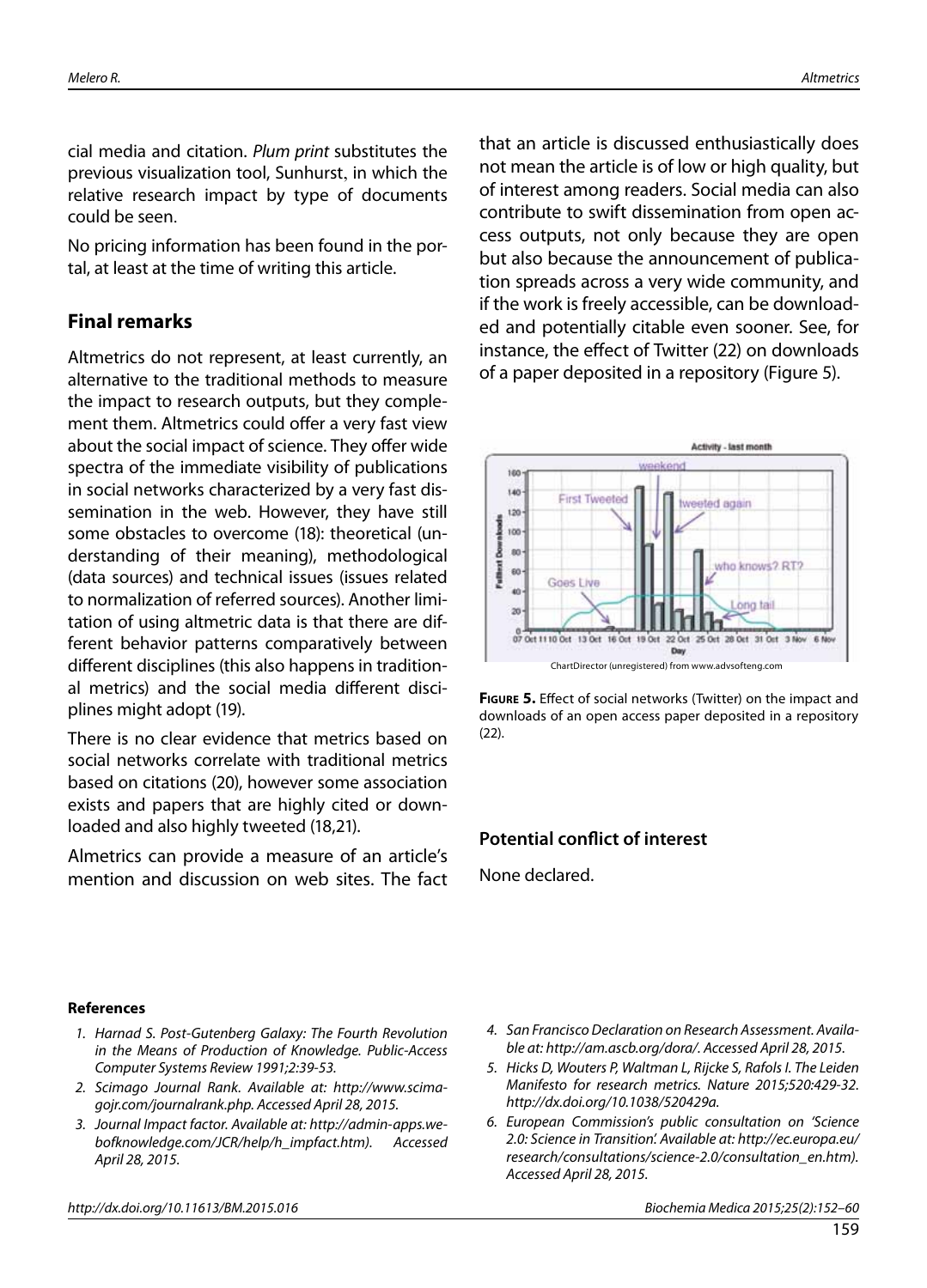cial media and citation. *Plum print* substitutes the previous visualization tool, Sunhurst, in which the relative research impact by type of documents could be seen.

No pricing information has been found in the portal, at least at the time of writing this article.

## Final remarks

Altmetrics do not represent, at least currently, an alternative to the traditional methods to measure the impact to research outputs, but they complement them. Altmetrics could offer a very fast view about the social impact of science. They offer wide spectra of the immediate visibility of publications in social networks characterized by a very fast dissemination in the web. However, they have still some obstacles to overcome (18): theoretical (understanding of their meaning), methodological (data sources) and technical issues (issues related to normalization of referred sources). Another limitation of using altmetric data is that there are different behavior patterns comparatively between different disciplines (this also happens in traditional metrics) and the social media different disciplines might adopt (19).

There is no clear evidence that metrics based on social networks correlate with traditional metrics based on citations (20), however some association exists and papers that are highly cited or downloaded and also highly tweeted (18,21).

Almetrics can provide a measure of an article's mention and discussion on web sites. The fact that an article is discussed enthusiastically does not mean the article is of low or high quality, but of interest among readers. Social media can also contribute to swift dissemination from open access outputs, not only because they are open but also because the announcement of publication spreads across a very wide community, and if the work is freely accessible, can be downloaded and potentially citable even sooner. See, for instance, the effect of Twitter (22) on downloads of a paper deposited in a repository (Figure 5).

**Figure 5.** Effect of social networks (Twitter) on the impact and downloads of an open access paper deposited in a repository (22).

### Potential conflict of interest

None declared.

#### References

1. Harnad S. Post-Gutenberg Galaxy: The Fourth Revolution in the Means of Production of Knowledge. Public-Access Computer Systems Review 1991;2:39-53.
2. Scimago Journal Rank. Available at: http://www.scimagojr.com/journalrank.php. Accessed April 28, 2015.
3. Journal Impact factor. Available at: http://admin-apps.webofknowledge.com/JCR/help/h_impfact.htm). Accessed April 28, 2015.
4. San Francisco Declaration on Research Assessment. Available at: http://am.ascb.org/dora/. Accessed April 28, 2015.
5. Hicks D, Wouters P, Waltman L, Rijcke S, Rafols I. The Leiden Manifesto for research metrics. Nature 2015;520:429-32. http://dx.doi.org/10.1038/520429a.
6. European Commission's public consultation on 'Science 2.0: Science in Transition'. Available at: http://ec.europa.eu/research/consultations/science-2.0/consultation_en.htm). Accessed April 28, 2015.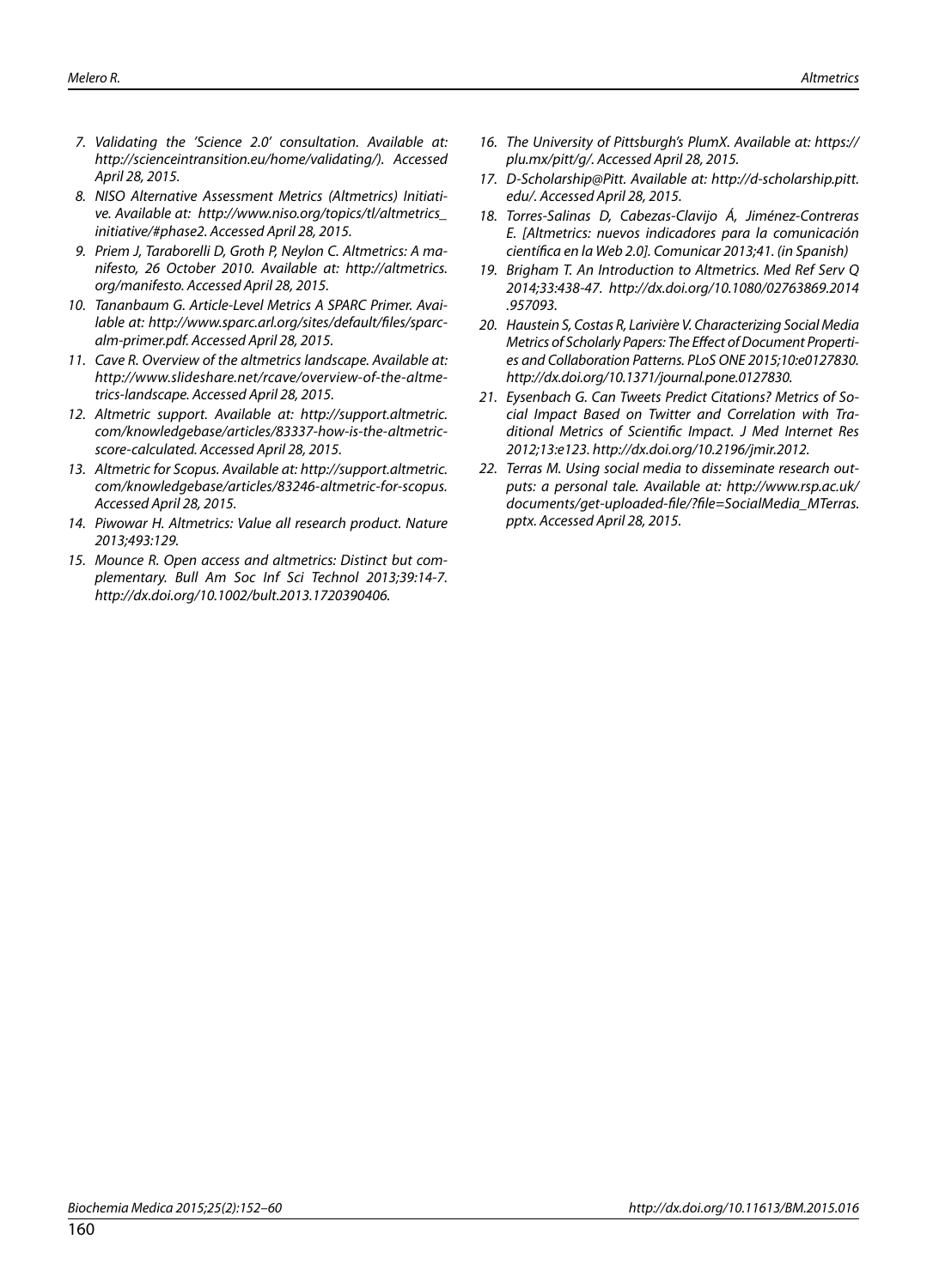7. Validating the 'Science 2.0' consultation. Available at: http://scienceintransition.eu/home/validating/). Accessed April 28, 2015.
8. NISO Alternative Assessment Metrics (Altmetrics) Initiative. Available at: http://www.niso.org/topics/tl/altmetrics_initiative/#phase2. Accessed April 28, 2015.
9. Priem J, Taraborelli D, Groth P, Neylon C. Altmetrics: A manifesto, 26 October 2010. Available at: http://altmetrics.org/manifesto. Accessed April 28, 2015.
10. Tananbaum G. Article-Level Metrics A SPARC Primer. Available at: http://www.sparc.arl.org/sites/default/files/sparc-alm-primer.pdf. Accessed April 28, 2015.
11. Cave R. Overview of the altmetrics landscape. Available at: http://www.slideshare.net/rcave/overview-of-the-altmetrics-landscape. Accessed April 28, 2015.
12. Altmetric support. Available at: http://support.altmetric.com/knowledgebase/articles/83337-how-is-the-altmetric-score-calculated. Accessed April 28, 2015.
13. Altmetric for Scopus. Available at: http://support.altmetric.com/knowledgebase/articles/83246-altmetric-for-scopus. Accessed April 28, 2015.
14. Piwowar H. Altmetrics: Value all research product. Nature 2013;493:129.
15. Mounce R. Open access and altmetrics: Distinct but complementary. Bull Am Soc Inf Sci Technol 2013;39:14-7. http://dx.doi.org/10.1002/bult.2013.1720390406.
16. The University of Pittsburgh's PlumX. Available at: https://plu.mx/pitt/g/. Accessed April 28, 2015.
17. D-Scholarship@Pitt. Available at: http://d-scholarship.pitt.edu/. Accessed April 28, 2015.
18. Torres-Salinas D, Cabezas-Clavijo Á, Jiménez-Contreras E. [Altmetrics: nuevos indicadores para la comunicación científica en la Web 2.0]. Comunicar 2013;41. (in Spanish)
19. Brigham T. An Introduction to Altmetrics. Med Ref Serv Q 2014;33:438-47. http://dx.doi.org/10.1080/02763869.2014.957093.
20. Haustein S, Costas R, Larivière V. Characterizing Social Media Metrics of Scholarly Papers: The Effect of Document Properties and Collaboration Patterns. PLoS ONE 2015;10:e0127830. http://dx.doi.org/10.1371/journal.pone.0127830.
21. Eysenbach G. Can Tweets Predict Citations? Metrics of Social Impact Based on Twitter and Correlation with Traditional Metrics of Scientific Impact. J Med Internet Res 2012;13:e123. http://dx.doi.org/10.2196/jmir.2012.
22. Terras M. Using social media to disseminate research outputs: a personal tale. Available at: http://www.rsp.ac.uk/documents/get-uploaded-file/?file=SocialMedia_MTerras.pptx. Accessed April 28, 2015.